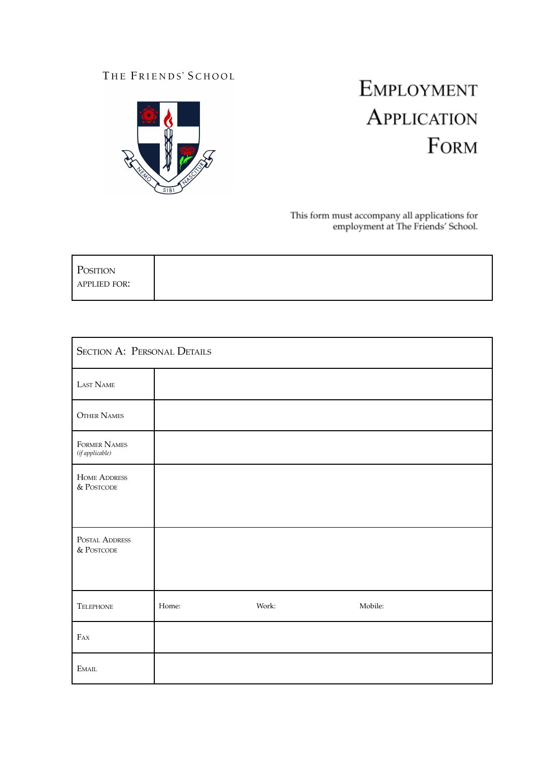The Friends' School

# Employment Application Form

This form must accompany all applications for employment at The Friends' School.

| Position applied for: | |
|---|---|

| Section A: Personal Details | | | |
|---|---|---|---|
| Last Name | | | |
| Other Names | | | |
| Former Names *(if applicable)* | | | |
| Home Address & Postcode | | | |
| Postal Address & Postcode | | | |
| Telephone | Home: | Work: | Mobile: |
| Fax | | | |
| Email | | | |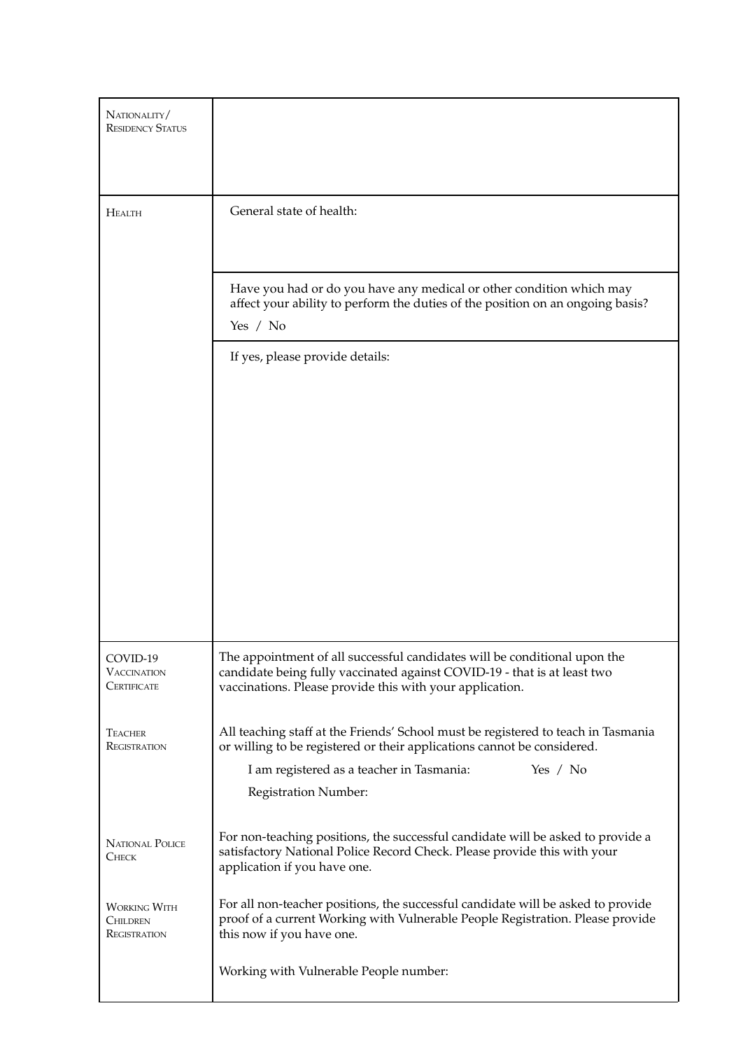| | |
|---|---|
| NATIONALITY/ RESIDENCY STATUS | |
| HEALTH | General state of health: |
| | Have you had or do you have any medical or other condition which may affect your ability to perform the duties of the position on an ongoing basis?<br>Yes / No |
| | If yes, please provide details: |
| COVID-19 VACCINATION CERTIFICATE | The appointment of all successful candidates will be conditional upon the candidate being fully vaccinated against COVID-19 - that is at least two vaccinations. Please provide this with your application. |
| TEACHER REGISTRATION | All teaching staff at the Friends' School must be registered to teach in Tasmania or willing to be registered or their applications cannot be considered.<br>I am registered as a teacher in Tasmania: Yes / No<br>Registration Number: |
| NATIONAL POLICE CHECK | For non-teaching positions, the successful candidate will be asked to provide a satisfactory National Police Record Check. Please provide this with your application if you have one. |
| WORKING WITH CHILDREN REGISTRATION | For all non-teacher positions, the successful candidate will be asked to provide proof of a current Working with Vulnerable People Registration. Please provide this now if you have one. |
| | Working with Vulnerable People number: |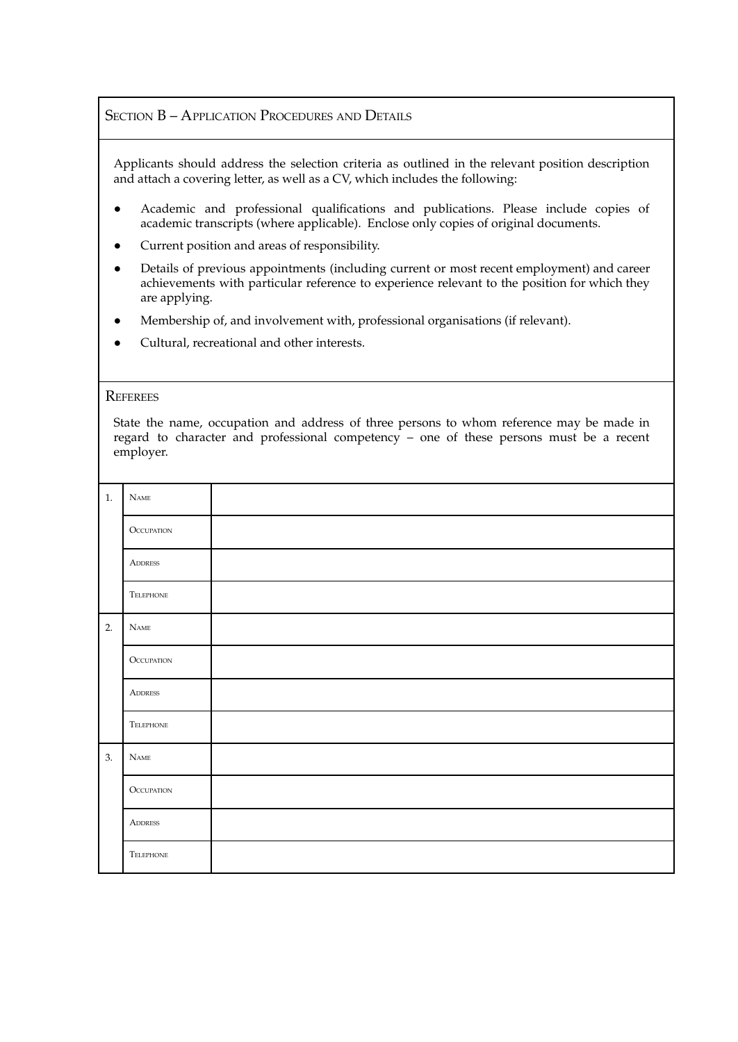## Section B – Application Procedures and Details

Applicants should address the selection criteria as outlined in the relevant position description and attach a covering letter, as well as a CV, which includes the following:

- Academic and professional qualifications and publications. Please include copies of academic transcripts (where applicable). Enclose only copies of original documents.
- Current position and areas of responsibility.
- Details of previous appointments (including current or most recent employment) and career achievements with particular reference to experience relevant to the position for which they are applying.
- Membership of, and involvement with, professional organisations (if relevant).
- Cultural, recreational and other interests.

## Referees

State the name, occupation and address of three persons to whom reference may be made in regard to character and professional competency – one of these persons must be a recent employer.

| | | |
|---|---|---|
| 1. | Name | |
| | Occupation | |
| | Address | |
| | Telephone | |
| 2. | Name | |
| | Occupation | |
| | Address | |
| | Telephone | |
| 3. | Name | |
| | Occupation | |
| | Address | |
| | Telephone | |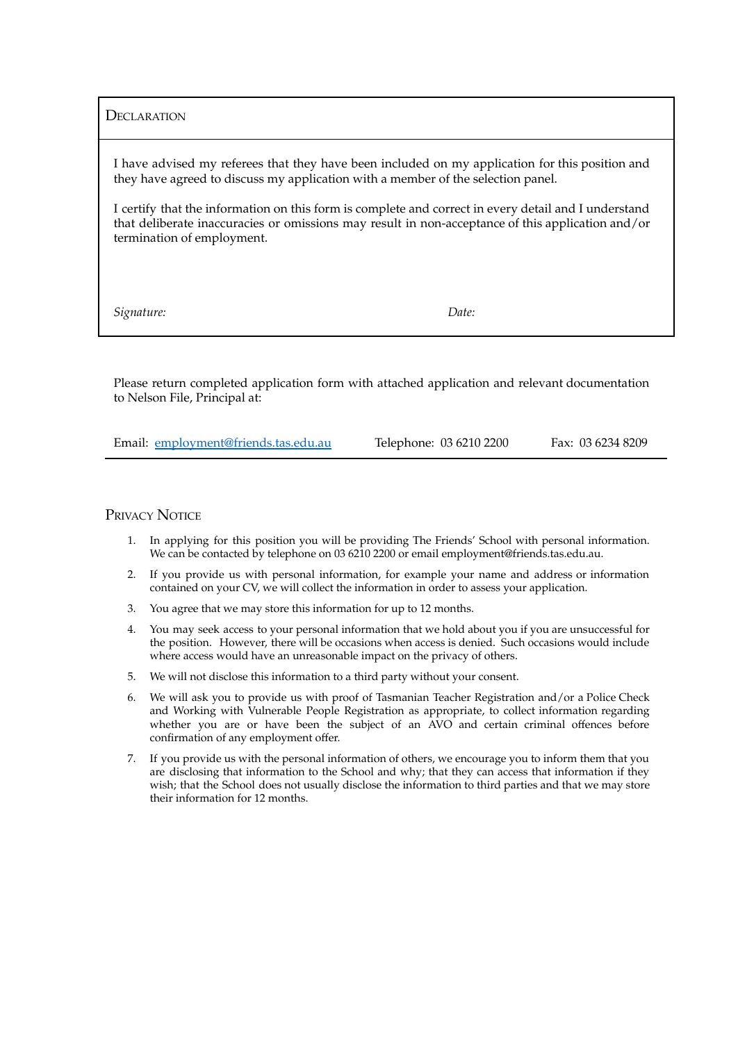## Declaration

I have advised my referees that they have been included on my application for this position and they have agreed to discuss my application with a member of the selection panel.

I certify that the information on this form is complete and correct in every detail and I understand that deliberate inaccuracies or omissions may result in non-acceptance of this application and/or termination of employment.

*Signature:* *Date:*

Please return completed application form with attached application and relevant documentation to Nelson File, Principal at:

Email: employment@friends.tas.edu.au Telephone: 03 6210 2200 Fax: 03 6234 8209

## Privacy Notice

1. In applying for this position you will be providing The Friends' School with personal information. We can be contacted by telephone on 03 6210 2200 or email employment@friends.tas.edu.au.
2. If you provide us with personal information, for example your name and address or information contained on your CV, we will collect the information in order to assess your application.
3. You agree that we may store this information for up to 12 months.
4. You may seek access to your personal information that we hold about you if you are unsuccessful for the position. However, there will be occasions when access is denied. Such occasions would include where access would have an unreasonable impact on the privacy of others.
5. We will not disclose this information to a third party without your consent.
6. We will ask you to provide us with proof of Tasmanian Teacher Registration and/or a Police Check and Working with Vulnerable People Registration as appropriate, to collect information regarding whether you are or have been the subject of an AVO and certain criminal offences before confirmation of any employment offer.
7. If you provide us with the personal information of others, we encourage you to inform them that you are disclosing that information to the School and why; that they can access that information if they wish; that the School does not usually disclose the information to third parties and that we may store their information for 12 months.